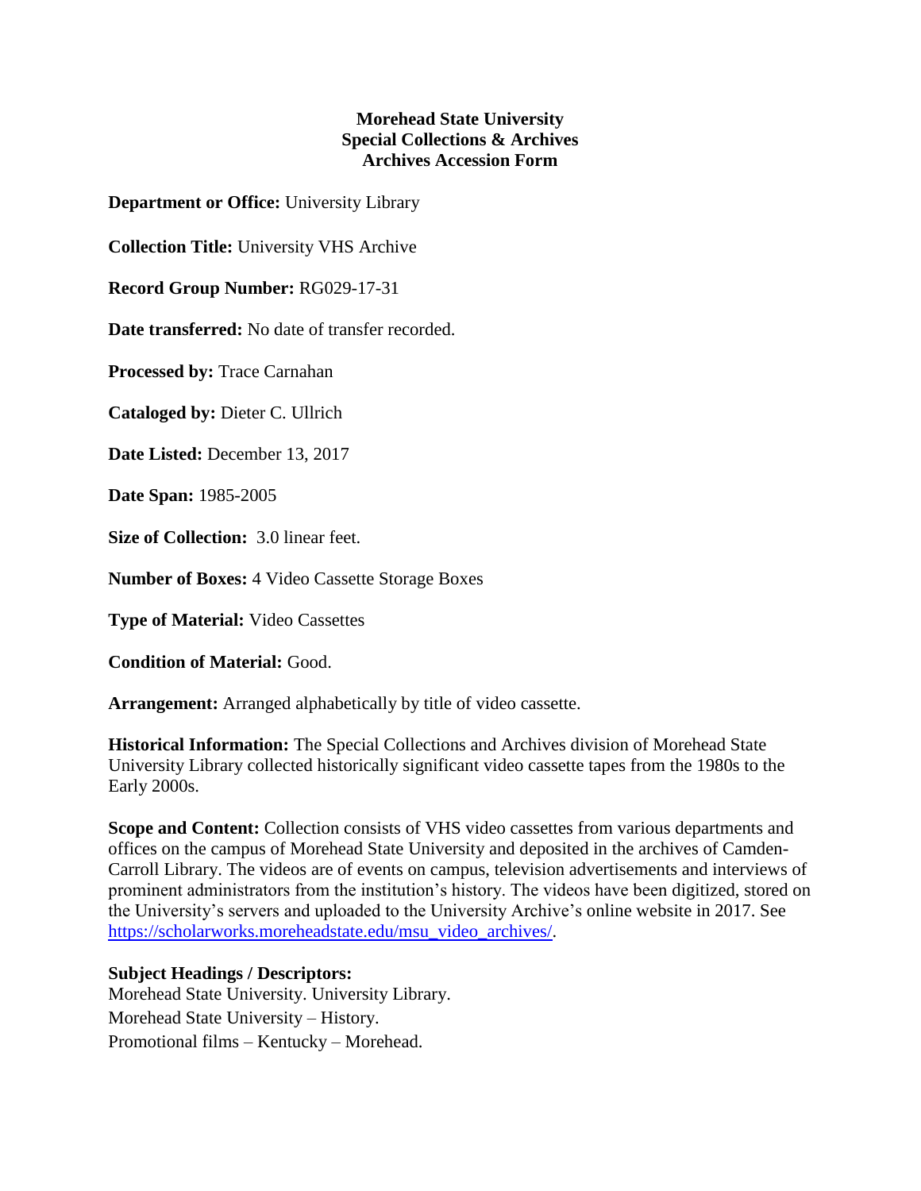**Morehead State University**
**Special Collections & Archives**
**Archives Accession Form**

**Department or Office:** University Library

**Collection Title:** University VHS Archive

**Record Group Number:** RG029-17-31

**Date transferred:** No date of transfer recorded.

**Processed by:** Trace Carnahan

**Cataloged by:** Dieter C. Ullrich

**Date Listed:** December 13, 2017

**Date Span:** 1985-2005

**Size of Collection:** 3.0 linear feet.

**Number of Boxes:** 4 Video Cassette Storage Boxes

**Type of Material:** Video Cassettes

**Condition of Material:** Good.

**Arrangement:** Arranged alphabetically by title of video cassette.

**Historical Information:** The Special Collections and Archives division of Morehead State University Library collected historically significant video cassette tapes from the 1980s to the Early 2000s.

**Scope and Content:** Collection consists of VHS video cassettes from various departments and offices on the campus of Morehead State University and deposited in the archives of Camden-Carroll Library. The videos are of events on campus, television advertisements and interviews of prominent administrators from the institution's history. The videos have been digitized, stored on the University's servers and uploaded to the University Archive's online website in 2017. See https://scholarworks.moreheadstate.edu/msu_video_archives/.

**Subject Headings / Descriptors:**

Morehead State University. University Library.
Morehead State University – History.
Promotional films – Kentucky – Morehead.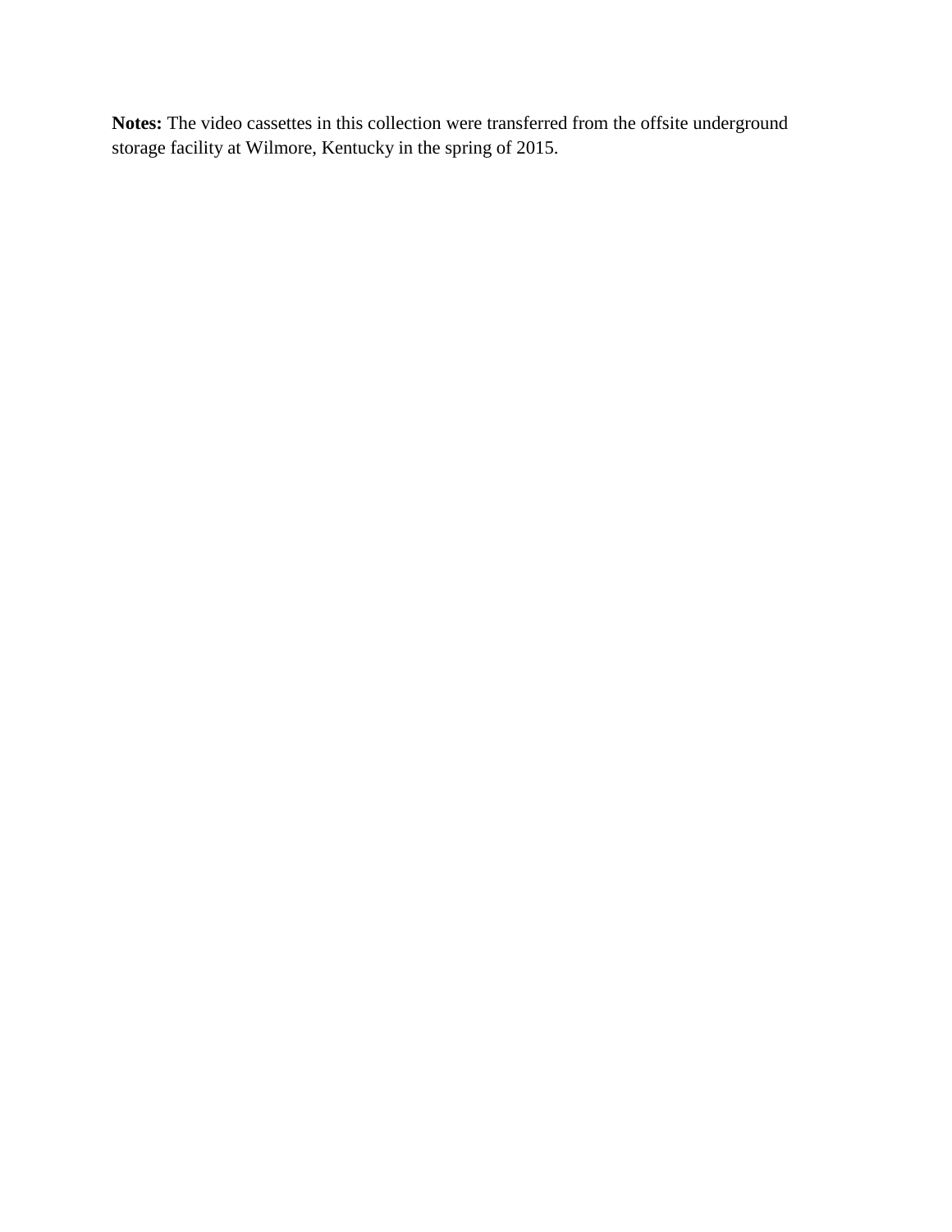**Notes:** The video cassettes in this collection were transferred from the offsite underground storage facility at Wilmore, Kentucky in the spring of 2015.